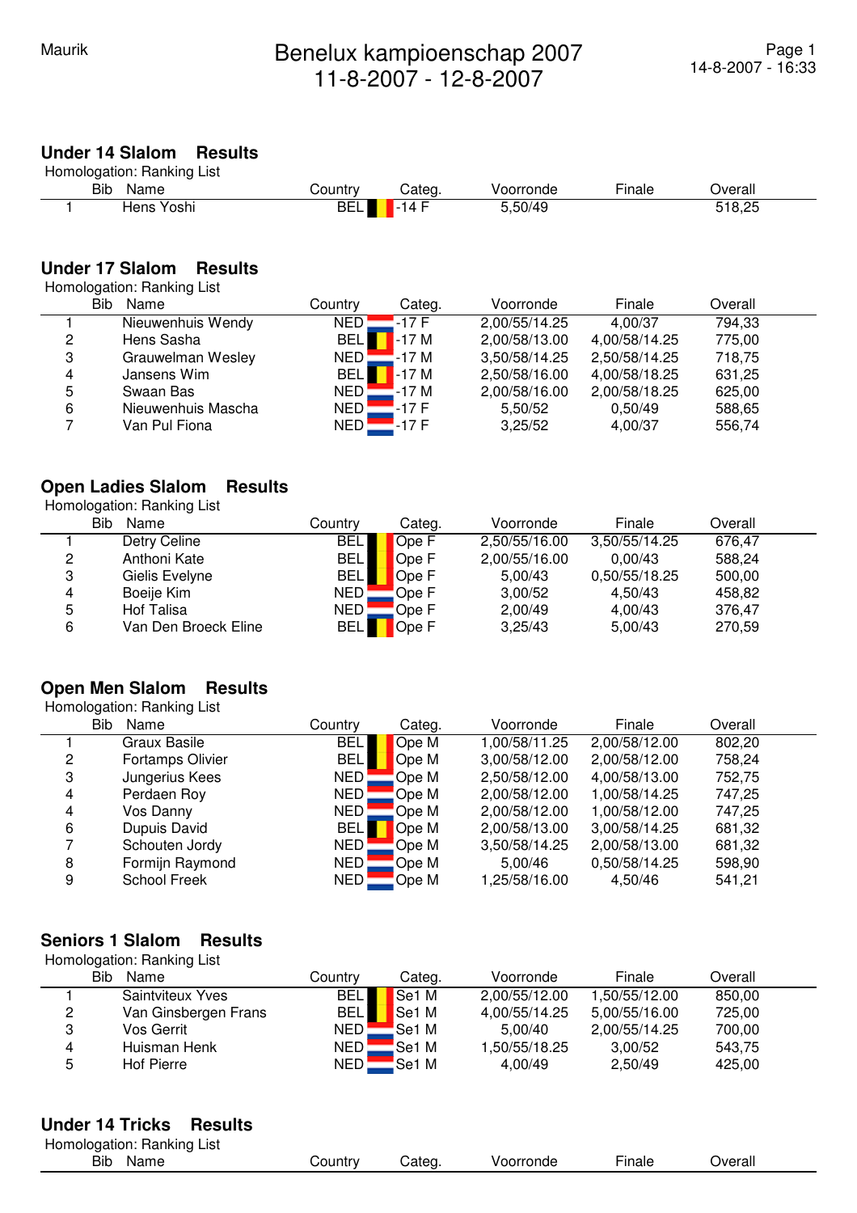# Benelux kampioenschap 2007

11-8-2007 - 12-8-2007

Maurik

## Under 14 Slalom Results

Homologation: Ranking List

| | Bib | Name | Country | Categ. | Voorronde | Finale | Overall |
|---|---|---|---|---|---|---|---|
| 1 | | Hens Yoshi | BEL | -14 F | 5,50/49 | | 518,25 |

## Under 17 Slalom Results

Homologation: Ranking List

| | Bib | Name | Country | Categ. | Voorronde | Finale | Overall |
|---|---|---|---|---|---|---|---|
| 1 | | Nieuwenhuis Wendy | NED | -17 F | 2,00/55/14.25 | 4,00/37 | 794,33 |
| 2 | | Hens Sasha | BEL | -17 M | 2,00/58/13.00 | 4,00/58/14.25 | 775,00 |
| 3 | | Grauwelman Wesley | NED | -17 M | 3,50/58/14.25 | 2,50/58/14.25 | 718,75 |
| 4 | | Jansens Wim | BEL | -17 M | 2,50/58/16.00 | 4,00/58/18.25 | 631,25 |
| 5 | | Swaan Bas | NED | -17 M | 2,00/58/16.00 | 2,00/58/18.25 | 625,00 |
| 6 | | Nieuwenhuis Mascha | NED | -17 F | 5,50/52 | 0,50/49 | 588,65 |
| 7 | | Van Pul Fiona | NED | -17 F | 3,25/52 | 4,00/37 | 556,74 |

## Open Ladies Slalom Results

Homologation: Ranking List

| | Bib | Name | Country | Categ. | Voorronde | Finale | Overall |
|---|---|---|---|---|---|---|---|
| 1 | | Detry Celine | BEL | Ope F | 2,50/55/16.00 | 3,50/55/14.25 | 676,47 |
| 2 | | Anthoni Kate | BEL | Ope F | 2,00/55/16.00 | 0,00/43 | 588,24 |
| 3 | | Gielis Evelyne | BEL | Ope F | 5,00/43 | 0,50/55/18.25 | 500,00 |
| 4 | | Boeije Kim | NED | Ope F | 3,00/52 | 4,50/43 | 458,82 |
| 5 | | Hof Talisa | NED | Ope F | 2,00/49 | 4,00/43 | 376,47 |
| 6 | | Van Den Broeck Eline | BEL | Ope F | 3,25/43 | 5,00/43 | 270,59 |

## Open Men Slalom Results

Homologation: Ranking List

| | Bib | Name | Country | Categ. | Voorronde | Finale | Overall |
|---|---|---|---|---|---|---|---|
| 1 | | Graux Basile | BEL | Ope M | 1,00/58/11.25 | 2,00/58/12.00 | 802,20 |
| 2 | | Fortamps Olivier | BEL | Ope M | 3,00/58/12.00 | 2,00/58/12.00 | 758,24 |
| 3 | | Jungerius Kees | NED | Ope M | 2,50/58/12.00 | 4,00/58/13.00 | 752,75 |
| 4 | | Perdaen Roy | NED | Ope M | 2,00/58/12.00 | 1,00/58/14.25 | 747,25 |
| 4 | | Vos Danny | NED | Ope M | 2,00/58/12.00 | 1,00/58/12.00 | 747,25 |
| 6 | | Dupuis David | BEL | Ope M | 2,00/58/13.00 | 3,00/58/14.25 | 681,32 |
| 7 | | Schouten Jordy | NED | Ope M | 3,50/58/14.25 | 2,00/58/13.00 | 681,32 |
| 8 | | Formijn Raymond | NED | Ope M | 5,00/46 | 0,50/58/14.25 | 598,90 |
| 9 | | School Freek | NED | Ope M | 1,25/58/16.00 | 4,50/46 | 541,21 |

## Seniors 1 Slalom Results

Homologation: Ranking List

| | Bib | Name | Country | Categ. | Voorronde | Finale | Overall |
|---|---|---|---|---|---|---|---|
| 1 | | Saintviteux Yves | BEL | Se1 M | 2,00/55/12.00 | 1,50/55/12.00 | 850,00 |
| 2 | | Van Ginsbergen Frans | BEL | Se1 M | 4,00/55/14.25 | 5,00/55/16.00 | 725,00 |
| 3 | | Vos Gerrit | NED | Se1 M | 5,00/40 | 2,00/55/14.25 | 700,00 |
| 4 | | Huisman Henk | NED | Se1 M | 1,50/55/18.25 | 3,00/52 | 543,75 |
| 5 | | Hof Pierre | NED | Se1 M | 4,00/49 | 2,50/49 | 425,00 |

## Under 14 Tricks Results

Homologation: Ranking List

| | Bib | Name | Country | Categ. | Voorronde | Finale | Overall |
|---|---|---|---|---|---|---|---|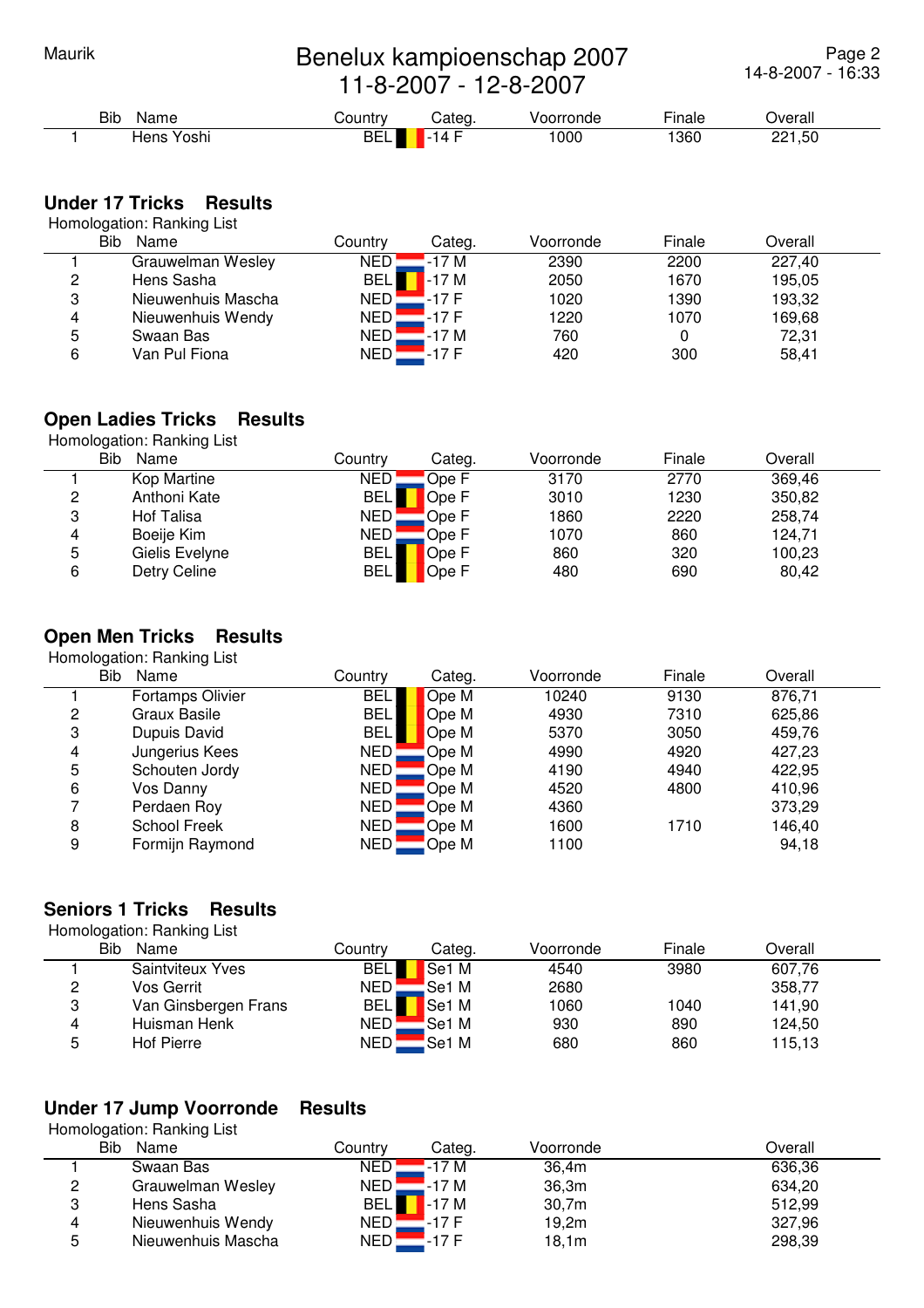| Bib | Name | Country | Categ. | Voorronde | Finale | Overall |
|---|---|---|---|---|---|---|
| 1 | Hens Yoshi | BEL | -14 F | 1000 | 1360 | 221,50 |

## Under 17 Tricks Results

Homologation: Ranking List

| Bib | Name | Country | Categ. | Voorronde | Finale | Overall |
|---|---|---|---|---|---|---|
| 1 | Grauwelman Wesley | NED | -17 M | 2390 | 2200 | 227,40 |
| 2 | Hens Sasha | BEL | -17 M | 2050 | 1670 | 195,05 |
| 3 | Nieuwenhuis Mascha | NED | -17 F | 1020 | 1390 | 193,32 |
| 4 | Nieuwenhuis Wendy | NED | -17 F | 1220 | 1070 | 169,68 |
| 5 | Swaan Bas | NED | -17 M | 760 | 0 | 72,31 |
| 6 | Van Pul Fiona | NED | -17 F | 420 | 300 | 58,41 |

## Open Ladies Tricks Results

Homologation: Ranking List

| Bib | Name | Country | Categ. | Voorronde | Finale | Overall |
|---|---|---|---|---|---|---|
| 1 | Kop Martine | NED | Ope F | 3170 | 2770 | 369,46 |
| 2 | Anthoni Kate | BEL | Ope F | 3010 | 1230 | 350,82 |
| 3 | Hof Talisa | NED | Ope F | 1860 | 2220 | 258,74 |
| 4 | Boeije Kim | NED | Ope F | 1070 | 860 | 124,71 |
| 5 | Gielis Evelyne | BEL | Ope F | 860 | 320 | 100,23 |
| 6 | Detry Celine | BEL | Ope F | 480 | 690 | 80,42 |

## Open Men Tricks Results

Homologation: Ranking List

| Bib | Name | Country | Categ. | Voorronde | Finale | Overall |
|---|---|---|---|---|---|---|
| 1 | Fortamps Olivier | BEL | Ope M | 10240 | 9130 | 876,71 |
| 2 | Graux Basile | BEL | Ope M | 4930 | 7310 | 625,86 |
| 3 | Dupuis David | BEL | Ope M | 5370 | 3050 | 459,76 |
| 4 | Jungerius Kees | NED | Ope M | 4990 | 4920 | 427,23 |
| 5 | Schouten Jordy | NED | Ope M | 4190 | 4940 | 422,95 |
| 6 | Vos Danny | NED | Ope M | 4520 | 4800 | 410,96 |
| 7 | Perdaen Roy | NED | Ope M | 4360 | | 373,29 |
| 8 | School Freek | NED | Ope M | 1600 | 1710 | 146,40 |
| 9 | Formijn Raymond | NED | Ope M | 1100 | | 94,18 |

## Seniors 1 Tricks Results

Homologation: Ranking List

| Bib | Name | Country | Categ. | Voorronde | Finale | Overall |
|---|---|---|---|---|---|---|
| 1 | Saintviteux Yves | BEL | Se1 M | 4540 | 3980 | 607,76 |
| 2 | Vos Gerrit | NED | Se1 M | 2680 | | 358,77 |
| 3 | Van Ginsbergen Frans | BEL | Se1 M | 1060 | 1040 | 141,90 |
| 4 | Huisman Henk | NED | Se1 M | 930 | 890 | 124,50 |
| 5 | Hof Pierre | NED | Se1 M | 680 | 860 | 115,13 |

## Under 17 Jump Voorronde Results

Homologation: Ranking List

| Bib | Name | Country | Categ. | Voorronde | Overall |
|---|---|---|---|---|---|
| 1 | Swaan Bas | NED | -17 M | 36,4m | 636,36 |
| 2 | Grauwelman Wesley | NED | -17 M | 36,3m | 634,20 |
| 3 | Hens Sasha | BEL | -17 M | 30,7m | 512,99 |
| 4 | Nieuwenhuis Wendy | NED | -17 F | 19,2m | 327,96 |
| 5 | Nieuwenhuis Mascha | NED | -17 F | 18,1m | 298,39 |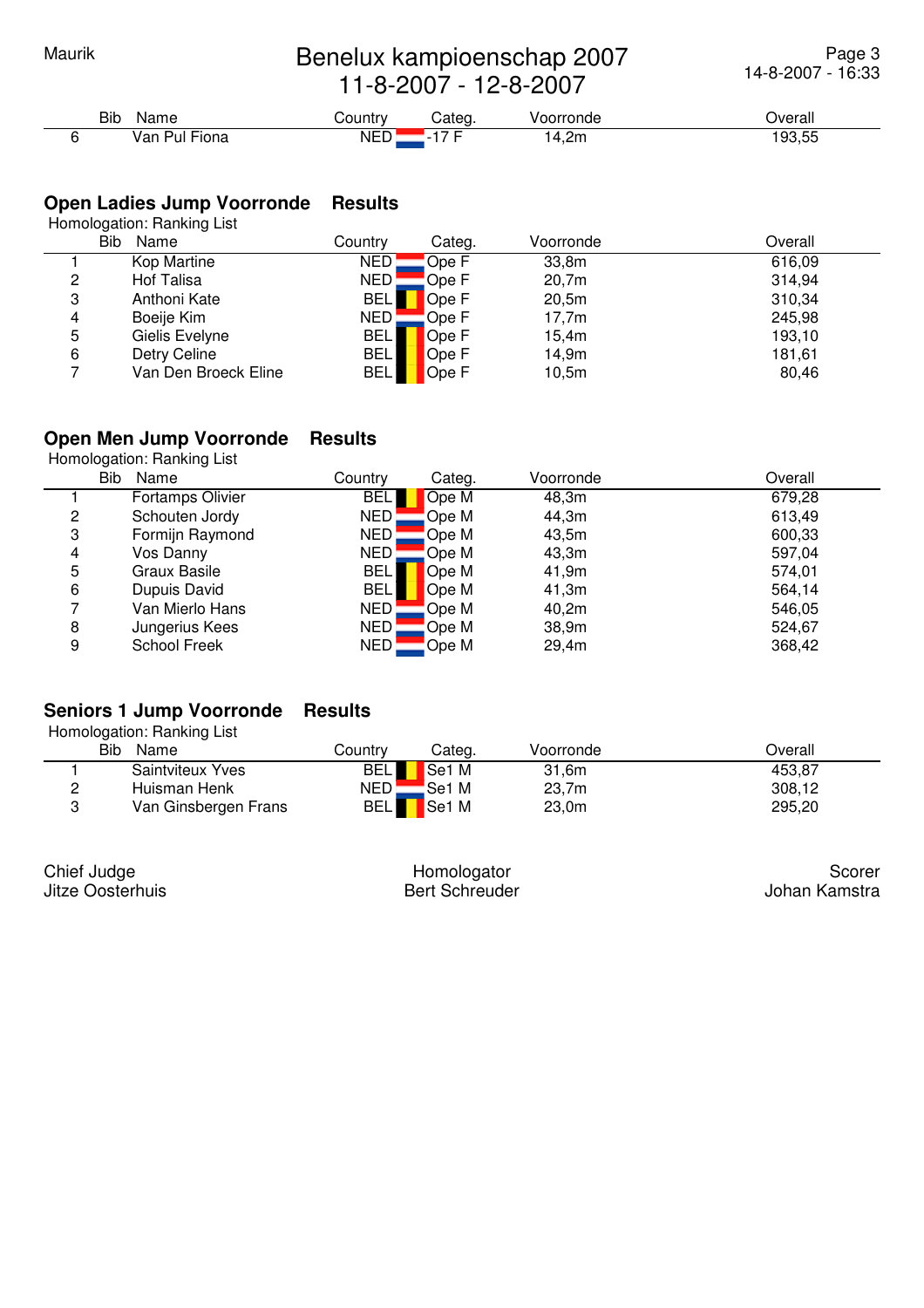| Bib | Name | Country | Categ. | Voorronde | Overall |
|---|---|---|---|---|---|
| 6 | Van Pul Fiona | NED | -17 F | 14,2m | 193,55 |

## Open Ladies Jump Voorronde    Results

Homologation: Ranking List

| Bib | Name | Country | Categ. | Voorronde | Overall |
|---|---|---|---|---|---|
| 1 | Kop Martine | NED | Ope F | 33,8m | 616,09 |
| 2 | Hof Talisa | NED | Ope F | 20,7m | 314,94 |
| 3 | Anthoni Kate | BEL | Ope F | 20,5m | 310,34 |
| 4 | Boeije Kim | NED | Ope F | 17,7m | 245,98 |
| 5 | Gielis Evelyne | BEL | Ope F | 15,4m | 193,10 |
| 6 | Detry Celine | BEL | Ope F | 14,9m | 181,61 |
| 7 | Van Den Broeck Eline | BEL | Ope F | 10,5m | 80,46 |

## Open Men Jump Voorronde    Results

Homologation: Ranking List

| Bib | Name | Country | Categ. | Voorronde | Overall |
|---|---|---|---|---|---|
| 1 | Fortamps Olivier | BEL | Ope M | 48,3m | 679,28 |
| 2 | Schouten Jordy | NED | Ope M | 44,3m | 613,49 |
| 3 | Formijn Raymond | NED | Ope M | 43,5m | 600,33 |
| 4 | Vos Danny | NED | Ope M | 43,3m | 597,04 |
| 5 | Graux Basile | BEL | Ope M | 41,9m | 574,01 |
| 6 | Dupuis David | BEL | Ope M | 41,3m | 564,14 |
| 7 | Van Mierlo Hans | NED | Ope M | 40,2m | 546,05 |
| 8 | Jungerius Kees | NED | Ope M | 38,9m | 524,67 |
| 9 | School Freek | NED | Ope M | 29,4m | 368,42 |

## Seniors 1 Jump Voorronde    Results

Homologation: Ranking List

| Bib | Name | Country | Categ. | Voorronde | Overall |
|---|---|---|---|---|---|
| 1 | Saintviteux Yves | BEL | Se1 M | 31,6m | 453,87 |
| 2 | Huisman Henk | NED | Se1 M | 23,7m | 308,12 |
| 3 | Van Ginsbergen Frans | BEL | Se1 M | 23,0m | 295,20 |

Chief Judge
Jitze Oosterhuis

Homologator
Bert Schreuder

Scorer
Johan Kamstra